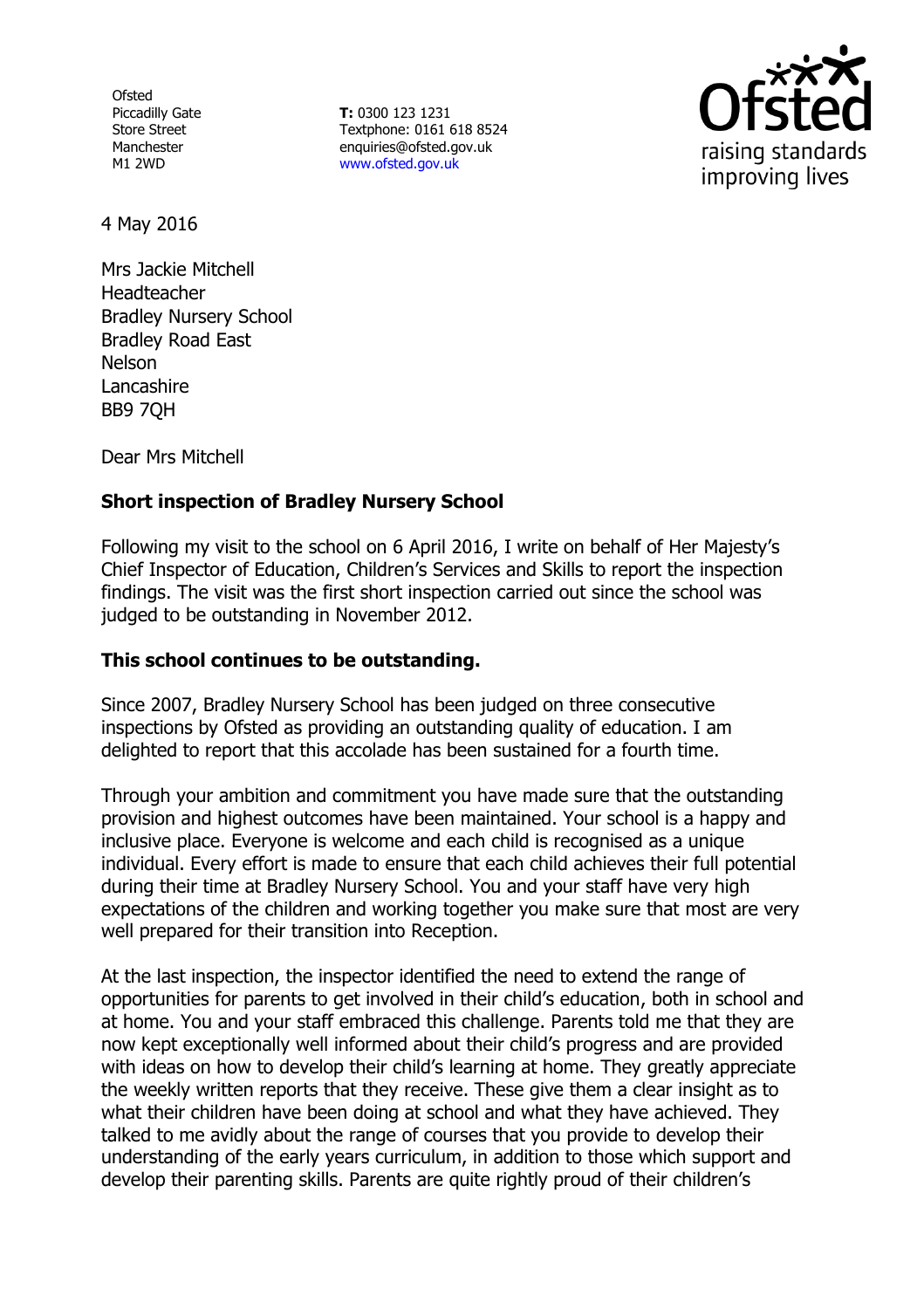Ofsted
Piccadilly Gate
Store Street
Manchester
M1 2WD

**T:** 0300 123 1231
Textphone: 0161 618 8524
enquiries@ofsted.gov.uk
www.ofsted.gov.uk

4 May 2016

Mrs Jackie Mitchell
Headteacher
Bradley Nursery School
Bradley Road East
Nelson
Lancashire
BB9 7QH

Dear Mrs Mitchell

**Short inspection of Bradley Nursery School**

Following my visit to the school on 6 April 2016, I write on behalf of Her Majesty's Chief Inspector of Education, Children's Services and Skills to report the inspection findings. The visit was the first short inspection carried out since the school was judged to be outstanding in November 2012.

**This school continues to be outstanding.**

Since 2007, Bradley Nursery School has been judged on three consecutive inspections by Ofsted as providing an outstanding quality of education. I am delighted to report that this accolade has been sustained for a fourth time.

Through your ambition and commitment you have made sure that the outstanding provision and highest outcomes have been maintained. Your school is a happy and inclusive place. Everyone is welcome and each child is recognised as a unique individual. Every effort is made to ensure that each child achieves their full potential during their time at Bradley Nursery School. You and your staff have very high expectations of the children and working together you make sure that most are very well prepared for their transition into Reception.

At the last inspection, the inspector identified the need to extend the range of opportunities for parents to get involved in their child's education, both in school and at home. You and your staff embraced this challenge. Parents told me that they are now kept exceptionally well informed about their child's progress and are provided with ideas on how to develop their child's learning at home. They greatly appreciate the weekly written reports that they receive. These give them a clear insight as to what their children have been doing at school and what they have achieved. They talked to me avidly about the range of courses that you provide to develop their understanding of the early years curriculum, in addition to those which support and develop their parenting skills. Parents are quite rightly proud of their children's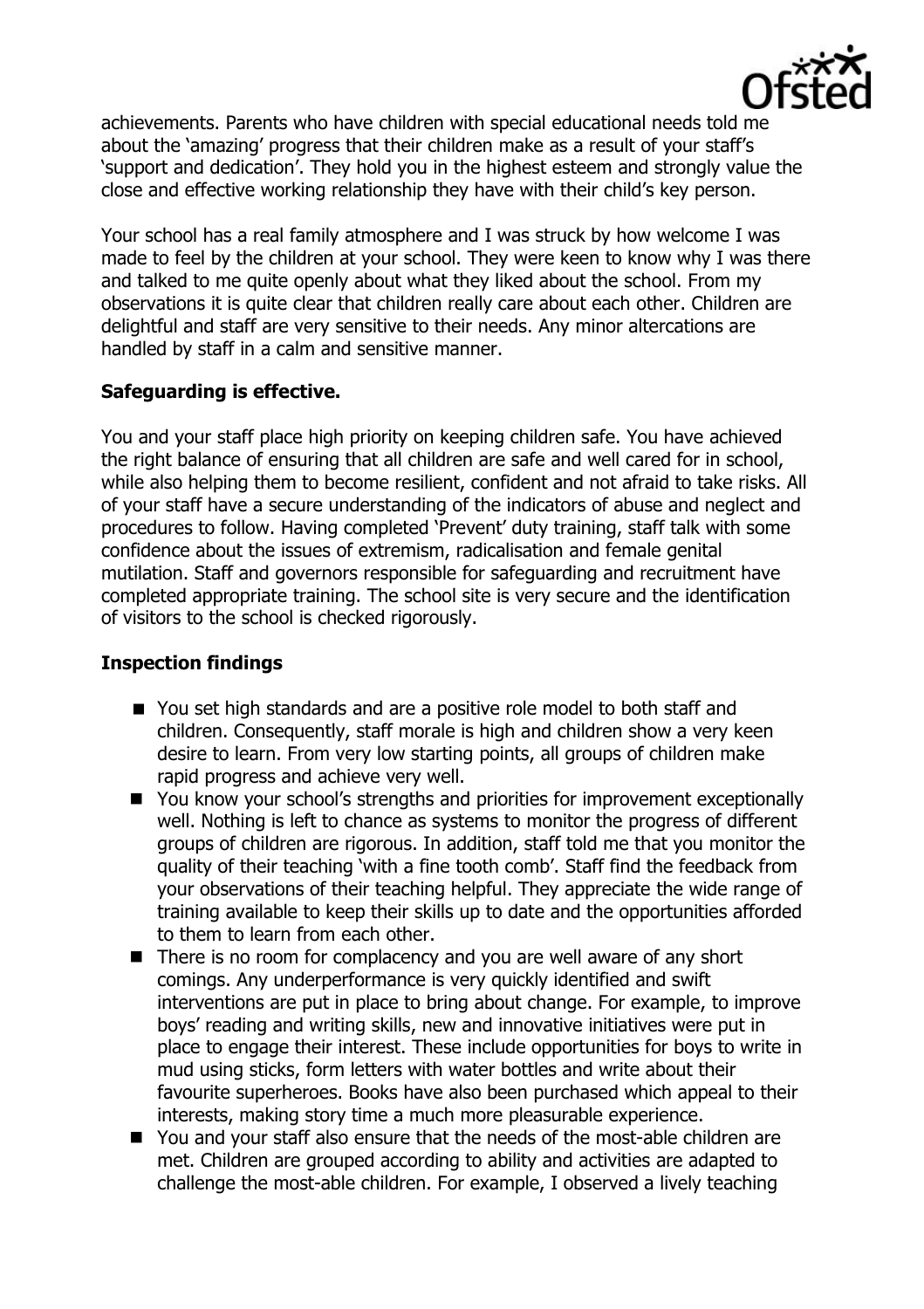achievements. Parents who have children with special educational needs told me about the 'amazing' progress that their children make as a result of your staff's 'support and dedication'. They hold you in the highest esteem and strongly value the close and effective working relationship they have with their child's key person.

Your school has a real family atmosphere and I was struck by how welcome I was made to feel by the children at your school. They were keen to know why I was there and talked to me quite openly about what they liked about the school. From my observations it is quite clear that children really care about each other. Children are delightful and staff are very sensitive to their needs. Any minor altercations are handled by staff in a calm and sensitive manner.

**Safeguarding is effective.**

You and your staff place high priority on keeping children safe. You have achieved the right balance of ensuring that all children are safe and well cared for in school, while also helping them to become resilient, confident and not afraid to take risks. All of your staff have a secure understanding of the indicators of abuse and neglect and procedures to follow. Having completed 'Prevent' duty training, staff talk with some confidence about the issues of extremism, radicalisation and female genital mutilation. Staff and governors responsible for safeguarding and recruitment have completed appropriate training. The school site is very secure and the identification of visitors to the school is checked rigorously.

**Inspection findings**

- You set high standards and are a positive role model to both staff and children. Consequently, staff morale is high and children show a very keen desire to learn. From very low starting points, all groups of children make rapid progress and achieve very well.
- You know your school's strengths and priorities for improvement exceptionally well. Nothing is left to chance as systems to monitor the progress of different groups of children are rigorous. In addition, staff told me that you monitor the quality of their teaching 'with a fine tooth comb'. Staff find the feedback from your observations of their teaching helpful. They appreciate the wide range of training available to keep their skills up to date and the opportunities afforded to them to learn from each other.
- There is no room for complacency and you are well aware of any short comings. Any underperformance is very quickly identified and swift interventions are put in place to bring about change. For example, to improve boys' reading and writing skills, new and innovative initiatives were put in place to engage their interest. These include opportunities for boys to write in mud using sticks, form letters with water bottles and write about their favourite superheroes. Books have also been purchased which appeal to their interests, making story time a much more pleasurable experience.
- You and your staff also ensure that the needs of the most-able children are met. Children are grouped according to ability and activities are adapted to challenge the most-able children. For example, I observed a lively teaching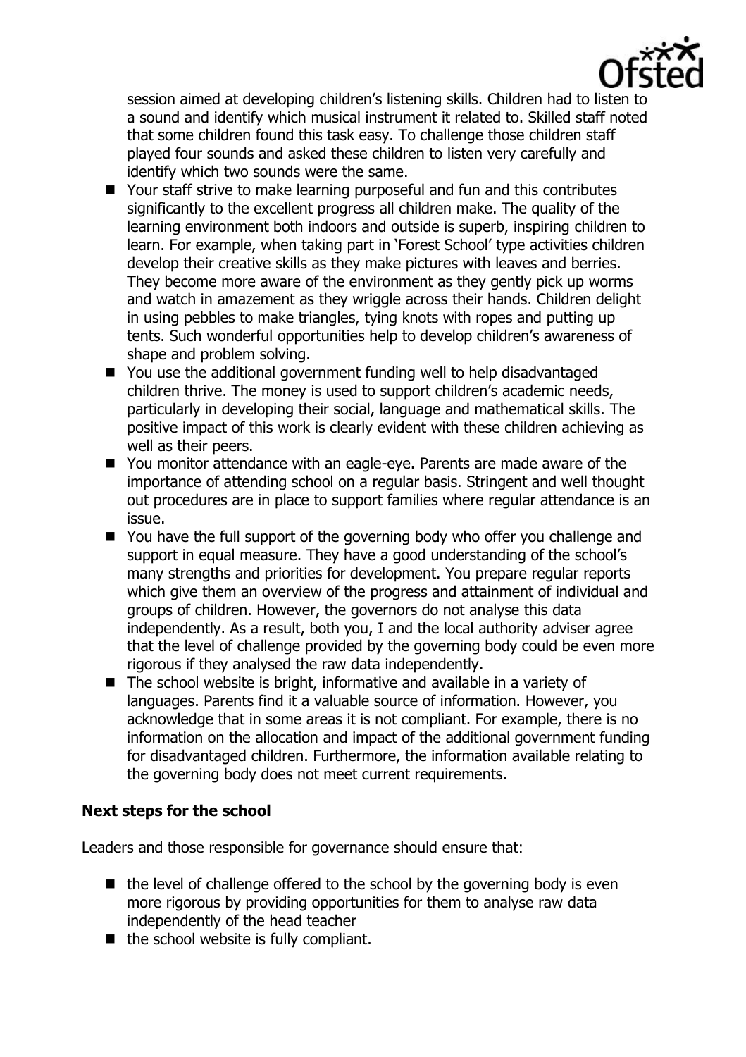session aimed at developing children's listening skills. Children had to listen to a sound and identify which musical instrument it related to. Skilled staff noted that some children found this task easy. To challenge those children staff played four sounds and asked these children to listen very carefully and identify which two sounds were the same.

- Your staff strive to make learning purposeful and fun and this contributes significantly to the excellent progress all children make. The quality of the learning environment both indoors and outside is superb, inspiring children to learn. For example, when taking part in 'Forest School' type activities children develop their creative skills as they make pictures with leaves and berries. They become more aware of the environment as they gently pick up worms and watch in amazement as they wriggle across their hands. Children delight in using pebbles to make triangles, tying knots with ropes and putting up tents. Such wonderful opportunities help to develop children's awareness of shape and problem solving.
- You use the additional government funding well to help disadvantaged children thrive. The money is used to support children's academic needs, particularly in developing their social, language and mathematical skills. The positive impact of this work is clearly evident with these children achieving as well as their peers.
- You monitor attendance with an eagle-eye. Parents are made aware of the importance of attending school on a regular basis. Stringent and well thought out procedures are in place to support families where regular attendance is an issue.
- You have the full support of the governing body who offer you challenge and support in equal measure. They have a good understanding of the school's many strengths and priorities for development. You prepare regular reports which give them an overview of the progress and attainment of individual and groups of children. However, the governors do not analyse this data independently. As a result, both you, I and the local authority adviser agree that the level of challenge provided by the governing body could be even more rigorous if they analysed the raw data independently.
- The school website is bright, informative and available in a variety of languages. Parents find it a valuable source of information. However, you acknowledge that in some areas it is not compliant. For example, there is no information on the allocation and impact of the additional government funding for disadvantaged children. Furthermore, the information available relating to the governing body does not meet current requirements.

### Next steps for the school

Leaders and those responsible for governance should ensure that:

- the level of challenge offered to the school by the governing body is even more rigorous by providing opportunities for them to analyse raw data independently of the head teacher
- the school website is fully compliant.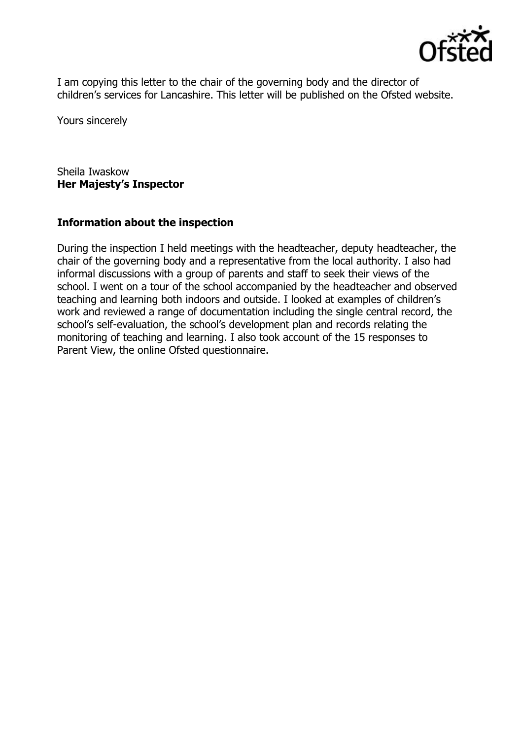I am copying this letter to the chair of the governing body and the director of children's services for Lancashire. This letter will be published on the Ofsted website.

Yours sincerely

Sheila Iwaskow
**Her Majesty's Inspector**

### Information about the inspection

During the inspection I held meetings with the headteacher, deputy headteacher, the chair of the governing body and a representative from the local authority. I also had informal discussions with a group of parents and staff to seek their views of the school. I went on a tour of the school accompanied by the headteacher and observed teaching and learning both indoors and outside. I looked at examples of children's work and reviewed a range of documentation including the single central record, the school's self-evaluation, the school's development plan and records relating the monitoring of teaching and learning. I also took account of the 15 responses to Parent View, the online Ofsted questionnaire.